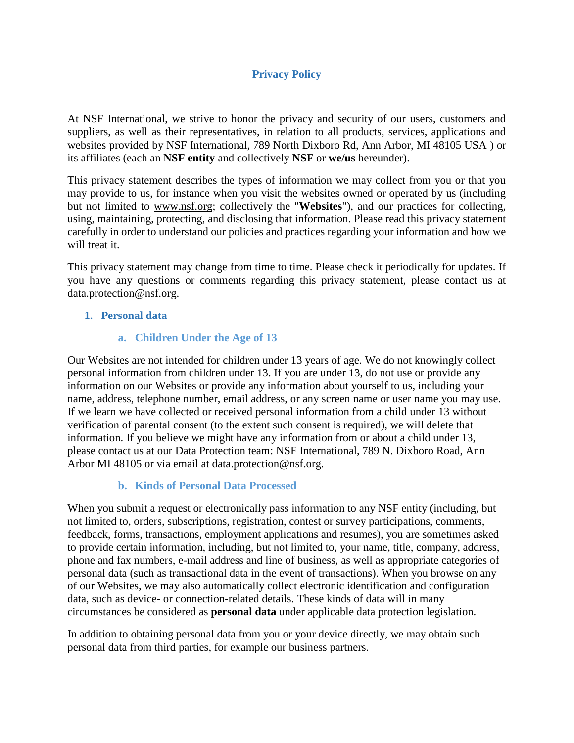# Privacy Policy

At NSF International, we strive to honor the privacy and security of our users, customers and suppliers, as well as their representatives, in relation to all products, services, applications and websites provided by NSF International, 789 North Dixboro Rd, Ann Arbor, MI 48105 USA ) or its affiliates (each an **NSF entity** and collectively **NSF** or **we/us** hereunder).

This privacy statement describes the types of information we may collect from you or that you may provide to us, for instance when you visit the websites owned or operated by us (including but not limited to www.nsf.org; collectively the "**Websites**"), and our practices for collecting, using, maintaining, protecting, and disclosing that information. Please read this privacy statement carefully in order to understand our policies and practices regarding your information and how we will treat it.

This privacy statement may change from time to time. Please check it periodically for updates. If you have any questions or comments regarding this privacy statement, please contact us at data.protection@nsf.org.

## 1. Personal data

### a. Children Under the Age of 13

Our Websites are not intended for children under 13 years of age. We do not knowingly collect personal information from children under 13. If you are under 13, do not use or provide any information on our Websites or provide any information about yourself to us, including your name, address, telephone number, email address, or any screen name or user name you may use. If we learn we have collected or received personal information from a child under 13 without verification of parental consent (to the extent such consent is required), we will delete that information. If you believe we might have any information from or about a child under 13, please contact us at our Data Protection team: NSF International, 789 N. Dixboro Road, Ann Arbor MI 48105 or via email at data.protection@nsf.org.

### b. Kinds of Personal Data Processed

When you submit a request or electronically pass information to any NSF entity (including, but not limited to, orders, subscriptions, registration, contest or survey participations, comments, feedback, forms, transactions, employment applications and resumes), you are sometimes asked to provide certain information, including, but not limited to, your name, title, company, address, phone and fax numbers, e-mail address and line of business, as well as appropriate categories of personal data (such as transactional data in the event of transactions). When you browse on any of our Websites, we may also automatically collect electronic identification and configuration data, such as device- or connection-related details. These kinds of data will in many circumstances be considered as **personal data** under applicable data protection legislation.

In addition to obtaining personal data from you or your device directly, we may obtain such personal data from third parties, for example our business partners.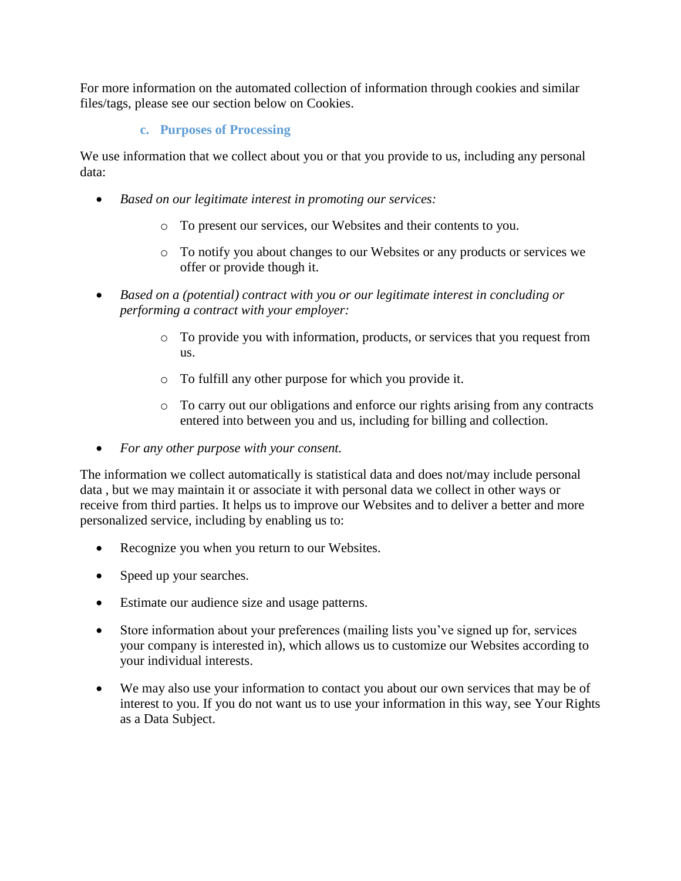For more information on the automated collection of information through cookies and similar files/tags, please see our section below on Cookies.

### c. Purposes of Processing

We use information that we collect about you or that you provide to us, including any personal data:

- *Based on our legitimate interest in promoting our services:*
    - To present our services, our Websites and their contents to you.
    - To notify you about changes to our Websites or any products or services we offer or provide though it.
- *Based on a (potential) contract with you or our legitimate interest in concluding or performing a contract with your employer:*
    - To provide you with information, products, or services that you request from us.
    - To fulfill any other purpose for which you provide it.
    - To carry out our obligations and enforce our rights arising from any contracts entered into between you and us, including for billing and collection.
- *For any other purpose with your consent.*

The information we collect automatically is statistical data and does not/may include personal data , but we may maintain it or associate it with personal data we collect in other ways or receive from third parties. It helps us to improve our Websites and to deliver a better and more personalized service, including by enabling us to:

- Recognize you when you return to our Websites.
- Speed up your searches.
- Estimate our audience size and usage patterns.
- Store information about your preferences (mailing lists you've signed up for, services your company is interested in), which allows us to customize our Websites according to your individual interests.
- We may also use your information to contact you about our own services that may be of interest to you. If you do not want us to use your information in this way, see Your Rights as a Data Subject.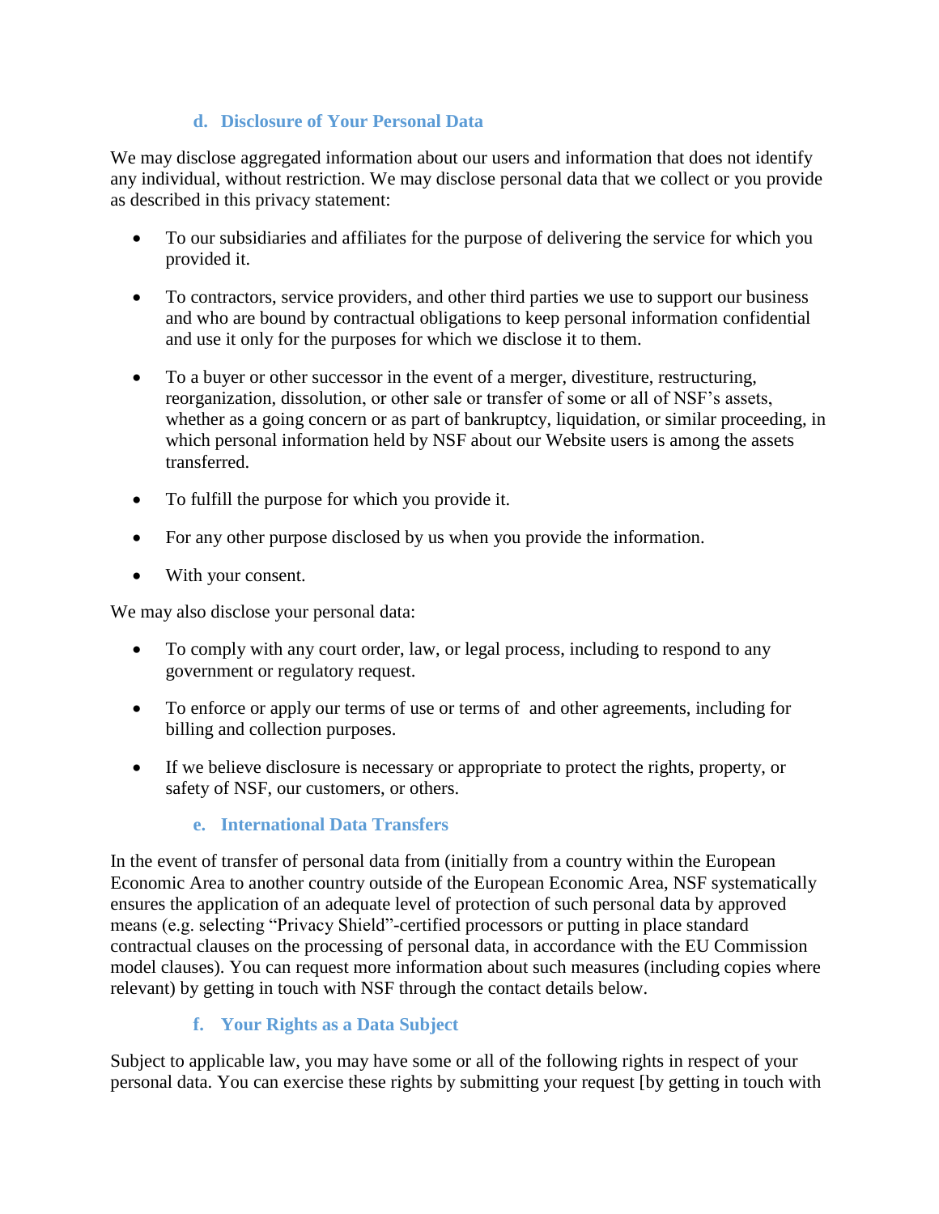### d. Disclosure of Your Personal Data

We may disclose aggregated information about our users and information that does not identify any individual, without restriction. We may disclose personal data that we collect or you provide as described in this privacy statement:

- To our subsidiaries and affiliates for the purpose of delivering the service for which you provided it.
- To contractors, service providers, and other third parties we use to support our business and who are bound by contractual obligations to keep personal information confidential and use it only for the purposes for which we disclose it to them.
- To a buyer or other successor in the event of a merger, divestiture, restructuring, reorganization, dissolution, or other sale or transfer of some or all of NSF's assets, whether as a going concern or as part of bankruptcy, liquidation, or similar proceeding, in which personal information held by NSF about our Website users is among the assets transferred.
- To fulfill the purpose for which you provide it.
- For any other purpose disclosed by us when you provide the information.
- With your consent.

We may also disclose your personal data:

- To comply with any court order, law, or legal process, including to respond to any government or regulatory request.
- To enforce or apply our terms of use or terms of  and other agreements, including for billing and collection purposes.
- If we believe disclosure is necessary or appropriate to protect the rights, property, or safety of NSF, our customers, or others.

### e. International Data Transfers

In the event of transfer of personal data from (initially from a country within the European Economic Area to another country outside of the European Economic Area, NSF systematically ensures the application of an adequate level of protection of such personal data by approved means (e.g. selecting "Privacy Shield"-certified processors or putting in place standard contractual clauses on the processing of personal data, in accordance with the EU Commission model clauses). You can request more information about such measures (including copies where relevant) by getting in touch with NSF through the contact details below.

### f. Your Rights as a Data Subject

Subject to applicable law, you may have some or all of the following rights in respect of your personal data. You can exercise these rights by submitting your request [by getting in touch with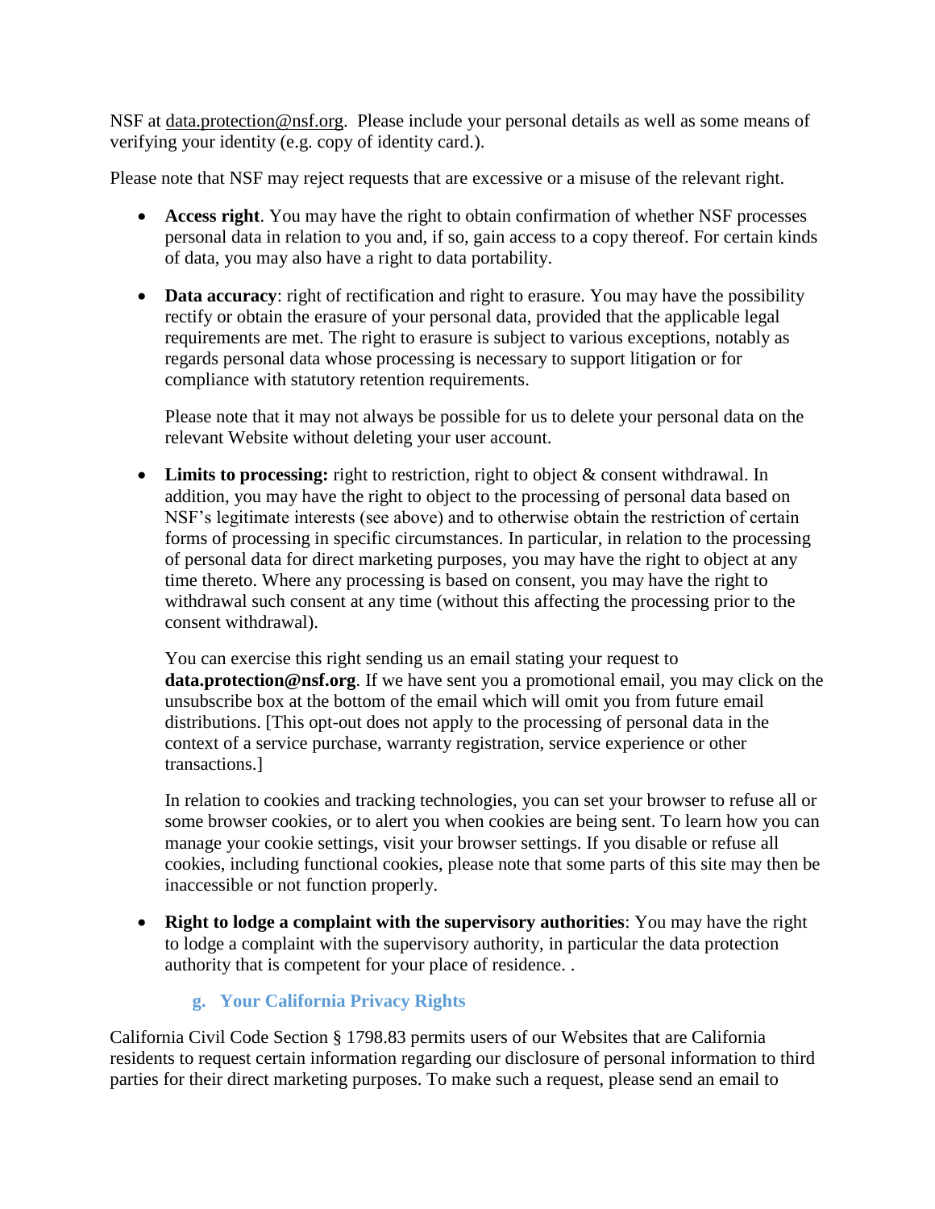NSF at data.protection@nsf.org. Please include your personal details as well as some means of verifying your identity (e.g. copy of identity card.).

Please note that NSF may reject requests that are excessive or a misuse of the relevant right.

- **Access right**. You may have the right to obtain confirmation of whether NSF processes personal data in relation to you and, if so, gain access to a copy thereof. For certain kinds of data, you may also have a right to data portability.

- **Data accuracy**: right of rectification and right to erasure. You may have the possibility rectify or obtain the erasure of your personal data, provided that the applicable legal requirements are met. The right to erasure is subject to various exceptions, notably as regards personal data whose processing is necessary to support litigation or for compliance with statutory retention requirements.

  Please note that it may not always be possible for us to delete your personal data on the relevant Website without deleting your user account.

- **Limits to processing:** right to restriction, right to object & consent withdrawal. In addition, you may have the right to object to the processing of personal data based on NSF's legitimate interests (see above) and to otherwise obtain the restriction of certain forms of processing in specific circumstances. In particular, in relation to the processing of personal data for direct marketing purposes, you may have the right to object at any time thereto. Where any processing is based on consent, you may have the right to withdrawal such consent at any time (without this affecting the processing prior to the consent withdrawal).

  You can exercise this right sending us an email stating your request to **data.protection@nsf.org**. If we have sent you a promotional email, you may click on the unsubscribe box at the bottom of the email which will omit you from future email distributions. [This opt-out does not apply to the processing of personal data in the context of a service purchase, warranty registration, service experience or other transactions.]

  In relation to cookies and tracking technologies, you can set your browser to refuse all or some browser cookies, or to alert you when cookies are being sent. To learn how you can manage your cookie settings, visit your browser settings. If you disable or refuse all cookies, including functional cookies, please note that some parts of this site may then be inaccessible or not function properly.

- **Right to lodge a complaint with the supervisory authorities**: You may have the right to lodge a complaint with the supervisory authority, in particular the data protection authority that is competent for your place of residence. .

### g. Your California Privacy Rights

California Civil Code Section § 1798.83 permits users of our Websites that are California residents to request certain information regarding our disclosure of personal information to third parties for their direct marketing purposes. To make such a request, please send an email to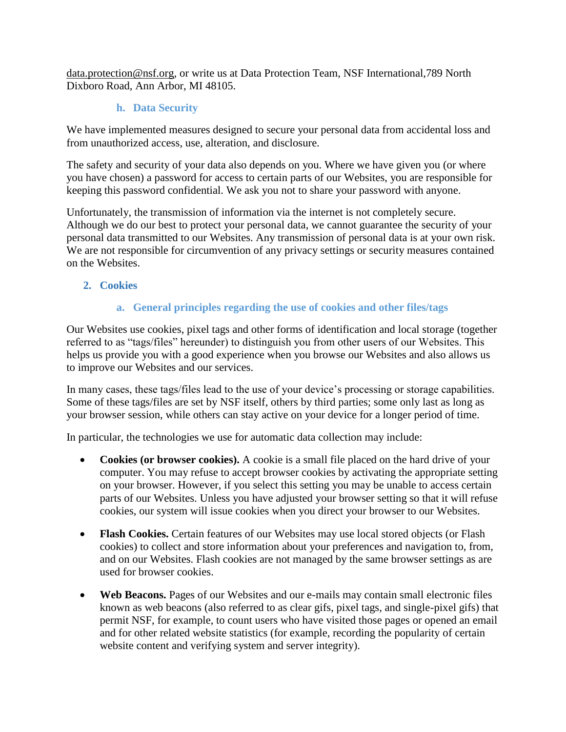data.protection@nsf.org, or write us at Data Protection Team, NSF International,789 North Dixboro Road, Ann Arbor, MI 48105.

### h. Data Security

We have implemented measures designed to secure your personal data from accidental loss and from unauthorized access, use, alteration, and disclosure.

The safety and security of your data also depends on you. Where we have given you (or where you have chosen) a password for access to certain parts of our Websites, you are responsible for keeping this password confidential. We ask you not to share your password with anyone.

Unfortunately, the transmission of information via the internet is not completely secure. Although we do our best to protect your personal data, we cannot guarantee the security of your personal data transmitted to our Websites. Any transmission of personal data is at your own risk. We are not responsible for circumvention of any privacy settings or security measures contained on the Websites.

## 2. Cookies

### a. General principles regarding the use of cookies and other files/tags

Our Websites use cookies, pixel tags and other forms of identification and local storage (together referred to as "tags/files" hereunder) to distinguish you from other users of our Websites. This helps us provide you with a good experience when you browse our Websites and also allows us to improve our Websites and our services.

In many cases, these tags/files lead to the use of your device's processing or storage capabilities. Some of these tags/files are set by NSF itself, others by third parties; some only last as long as your browser session, while others can stay active on your device for a longer period of time.

In particular, the technologies we use for automatic data collection may include:

- **Cookies (or browser cookies).** A cookie is a small file placed on the hard drive of your computer. You may refuse to accept browser cookies by activating the appropriate setting on your browser. However, if you select this setting you may be unable to access certain parts of our Websites. Unless you have adjusted your browser setting so that it will refuse cookies, our system will issue cookies when you direct your browser to our Websites.

- **Flash Cookies.** Certain features of our Websites may use local stored objects (or Flash cookies) to collect and store information about your preferences and navigation to, from, and on our Websites. Flash cookies are not managed by the same browser settings as are used for browser cookies.

- **Web Beacons.** Pages of our Websites and our e-mails may contain small electronic files known as web beacons (also referred to as clear gifs, pixel tags, and single-pixel gifs) that permit NSF, for example, to count users who have visited those pages or opened an email and for other related website statistics (for example, recording the popularity of certain website content and verifying system and server integrity).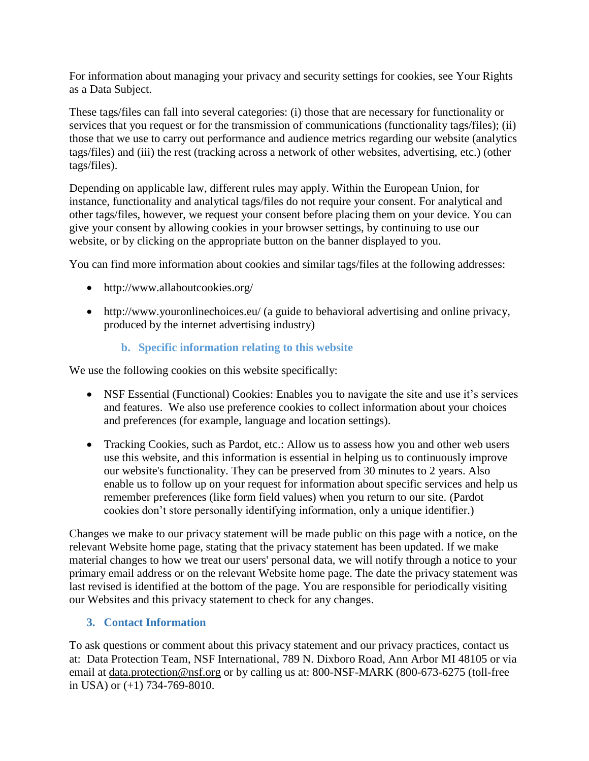For information about managing your privacy and security settings for cookies, see Your Rights as a Data Subject.

These tags/files can fall into several categories: (i) those that are necessary for functionality or services that you request or for the transmission of communications (functionality tags/files); (ii) those that we use to carry out performance and audience metrics regarding our website (analytics tags/files) and (iii) the rest (tracking across a network of other websites, advertising, etc.) (other tags/files).

Depending on applicable law, different rules may apply. Within the European Union, for instance, functionality and analytical tags/files do not require your consent. For analytical and other tags/files, however, we request your consent before placing them on your device. You can give your consent by allowing cookies in your browser settings, by continuing to use our website, or by clicking on the appropriate button on the banner displayed to you.

You can find more information about cookies and similar tags/files at the following addresses:

- http://www.allaboutcookies.org/
- http://www.youronlinechoices.eu/ (a guide to behavioral advertising and online privacy, produced by the internet advertising industry)

### b. Specific information relating to this website

We use the following cookies on this website specifically:

- NSF Essential (Functional) Cookies: Enables you to navigate the site and use it's services and features. We also use preference cookies to collect information about your choices and preferences (for example, language and location settings).
- Tracking Cookies, such as Pardot, etc.: Allow us to assess how you and other web users use this website, and this information is essential in helping us to continuously improve our website's functionality. They can be preserved from 30 minutes to 2 years. Also enable us to follow up on your request for information about specific services and help us remember preferences (like form field values) when you return to our site. (Pardot cookies don't store personally identifying information, only a unique identifier.)

Changes we make to our privacy statement will be made public on this page with a notice, on the relevant Website home page, stating that the privacy statement has been updated. If we make material changes to how we treat our users' personal data, we will notify through a notice to your primary email address or on the relevant Website home page. The date the privacy statement was last revised is identified at the bottom of the page. You are responsible for periodically visiting our Websites and this privacy statement to check for any changes.

## 3. Contact Information

To ask questions or comment about this privacy statement and our privacy practices, contact us at: Data Protection Team, NSF International, 789 N. Dixboro Road, Ann Arbor MI 48105 or via email at data.protection@nsf.org or by calling us at: 800-NSF-MARK (800-673-6275 (toll-free in USA) or (+1) 734-769-8010.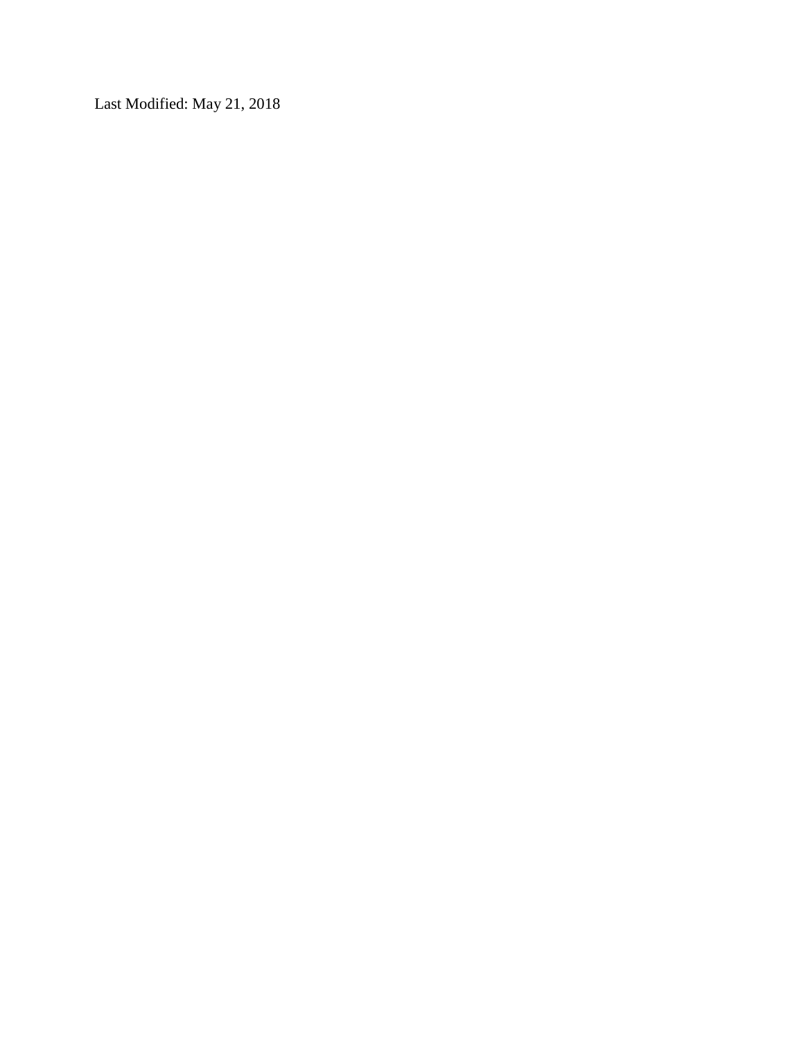Last Modified: May 21, 2018